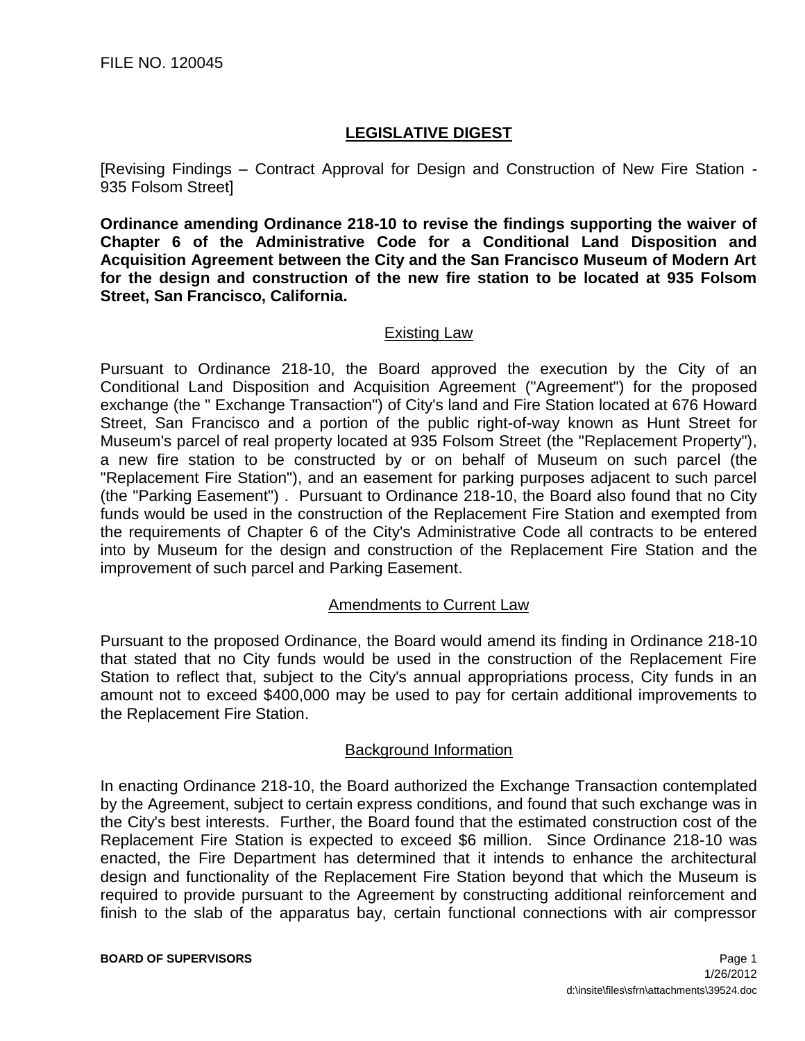FILE NO. 120045

# LEGISLATIVE DIGEST

[Revising Findings – Contract Approval for Design and Construction of New Fire Station - 935 Folsom Street]

**Ordinance amending Ordinance 218-10 to revise the findings supporting the waiver of Chapter 6 of the Administrative Code for a Conditional Land Disposition and Acquisition Agreement between the City and the San Francisco Museum of Modern Art for the design and construction of the new fire station to be located at 935 Folsom Street, San Francisco, California.**

## Existing Law

Pursuant to Ordinance 218-10, the Board approved the execution by the City of an Conditional Land Disposition and Acquisition Agreement ("Agreement") for the proposed exchange (the " Exchange Transaction") of City's land and Fire Station located at 676 Howard Street, San Francisco and a portion of the public right-of-way known as Hunt Street for Museum's parcel of real property located at 935 Folsom Street (the "Replacement Property"), a new fire station to be constructed by or on behalf of Museum on such parcel (the "Replacement Fire Station"), and an easement for parking purposes adjacent to such parcel (the "Parking Easement") . Pursuant to Ordinance 218-10, the Board also found that no City funds would be used in the construction of the Replacement Fire Station and exempted from the requirements of Chapter 6 of the City's Administrative Code all contracts to be entered into by Museum for the design and construction of the Replacement Fire Station and the improvement of such parcel and Parking Easement.

## Amendments to Current Law

Pursuant to the proposed Ordinance, the Board would amend its finding in Ordinance 218-10 that stated that no City funds would be used in the construction of the Replacement Fire Station to reflect that, subject to the City's annual appropriations process, City funds in an amount not to exceed $400,000 may be used to pay for certain additional improvements to the Replacement Fire Station.

## Background Information

In enacting Ordinance 218-10, the Board authorized the Exchange Transaction contemplated by the Agreement, subject to certain express conditions, and found that such exchange was in the City's best interests. Further, the Board found that the estimated construction cost of the Replacement Fire Station is expected to exceed $6 million. Since Ordinance 218-10 was enacted, the Fire Department has determined that it intends to enhance the architectural design and functionality of the Replacement Fire Station beyond that which the Museum is required to provide pursuant to the Agreement by constructing additional reinforcement and finish to the slab of the apparatus bay, certain functional connections with air compressor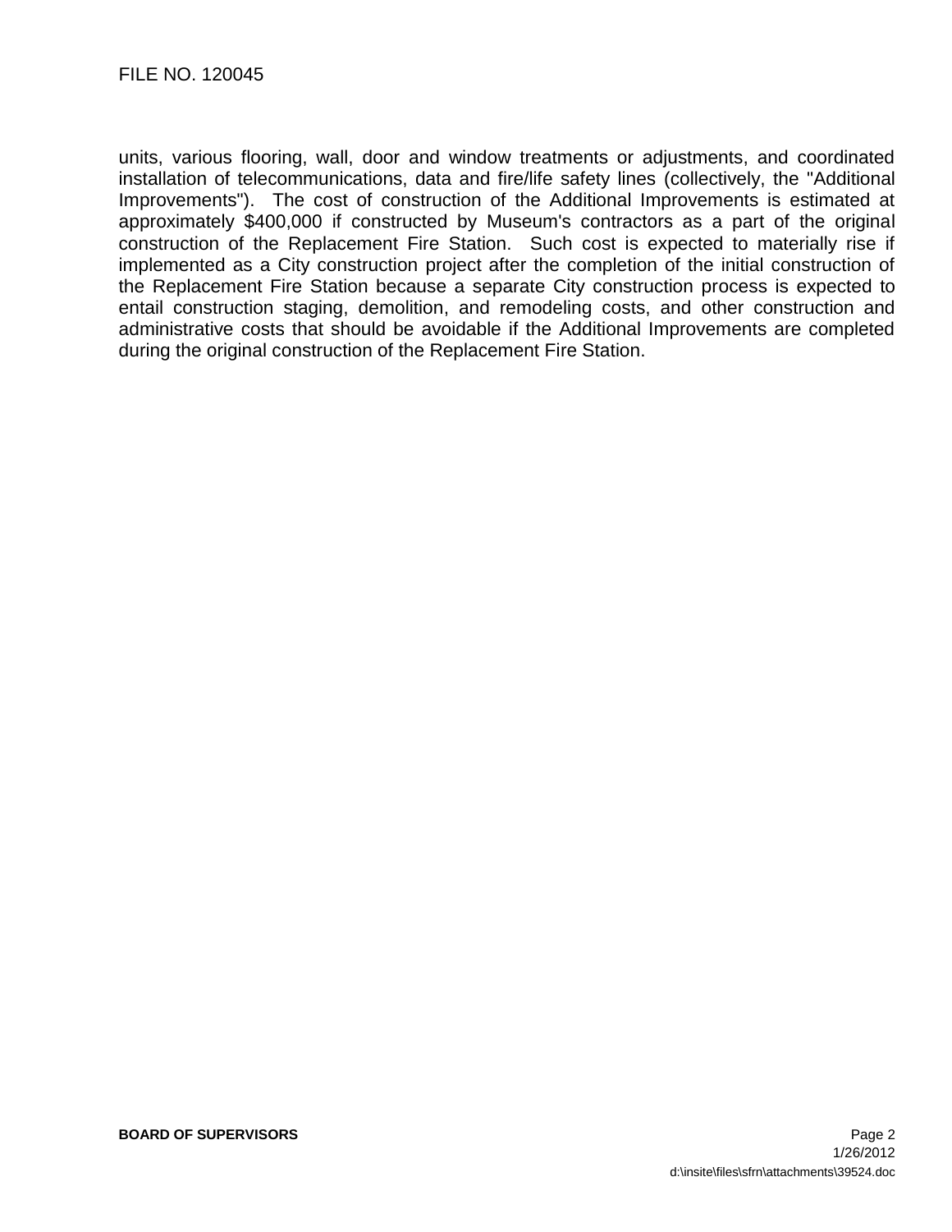units, various flooring, wall, door and window treatments or adjustments, and coordinated installation of telecommunications, data and fire/life safety lines (collectively, the "Additional Improvements"). The cost of construction of the Additional Improvements is estimated at approximately $400,000 if constructed by Museum's contractors as a part of the original construction of the Replacement Fire Station. Such cost is expected to materially rise if implemented as a City construction project after the completion of the initial construction of the Replacement Fire Station because a separate City construction process is expected to entail construction staging, demolition, and remodeling costs, and other construction and administrative costs that should be avoidable if the Additional Improvements are completed during the original construction of the Replacement Fire Station.